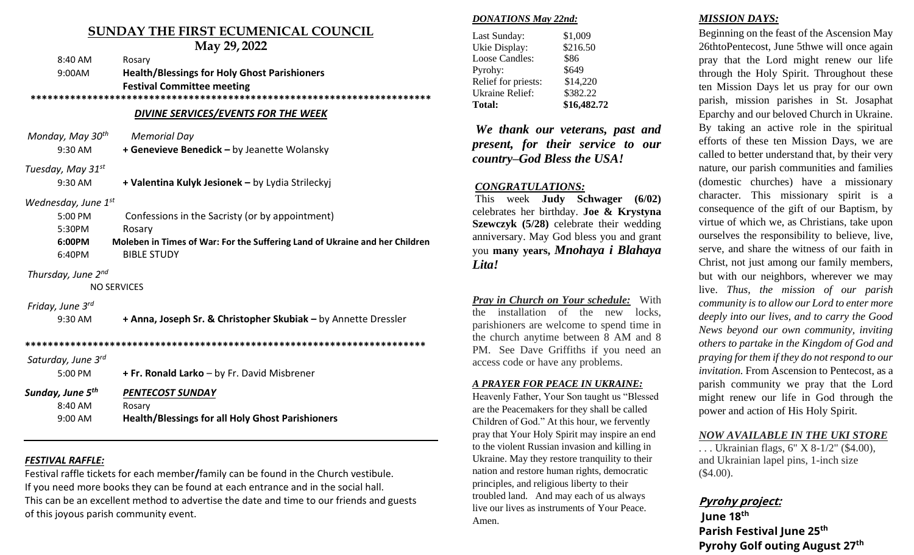## SUNDAY THE FIRST ECUMENICAL COUNCIL

**May 29, 2022**

8:40 AM Rosary

9:00AM **Health/Blessings for Holy Ghost Parishioners**

**Festival Committee meeting**

************************************************************************

### *DIVINE SERVICES/EVENTS FOR THE WEEK*

*Monday, May 30th* *Memorial Day*

9:30 AM **+ Genevieve Benedick –** by Jeanette Wolansky

*Tuesday, May 31st*

9:30 AM **+ Valentina Kulyk Jesionek –** by Lydia Strileckyj

*Wednesday, June 1st*

5:00 PM Confessions in the Sacristy (or by appointment)

5:30PM Rosary

**6:00PM** **Moleben in Times of War: For the Suffering Land of Ukraine and her Children**

6:40PM BIBLE STUDY

*Thursday, June 2nd*

NO SERVICES

*Friday, June 3rd*

9:30 AM **+ Anna, Joseph Sr. & Christopher Skubiak –** by Annette Dressler

************************************************************************

*Saturday, June 3rd*

5:00 PM **+ Fr. Ronald Larko** – by Fr. David Misbrener

***Sunday, June 5th*** ***PENTECOST SUNDAY***

8:40 AM Rosary

9:00 AM **Health/Blessings for all Holy Ghost Parishioners**

### *FESTIVAL RAFFLE:*

Festival raffle tickets for each member/family can be found in the Church vestibule. If you need more books they can be found at each entrance and in the social hall. This can be an excellent method to advertise the date and time to our friends and guests of this joyous parish community event.

### *DONATIONS May 22nd:*

| | |
|---|---|
| Last Sunday: | $1,009 |
| Ukie Display: | $216.50 |
| Loose Candles: | $86 |
| Pyrohy: | $649 |
| Relief for priests: | $14,220 |
| Ukraine Relief: | $382.22 |
| **Total:** | **$16,482.72** |

***We thank our veterans, past and present, for their service to our country–God Bless the USA!***

### *CONGRATULATIONS:*

This week **Judy Schwager (6/02)** celebrates her birthday. **Joe & Krystyna Szewczyk (5/28)** celebrate their wedding anniversary. May God bless you and grant you **many years,** ***Mnohaya i Blahaya Lita!***

***Pray in Church on Your schedule:*** With the installation of the new locks, parishioners are welcome to spend time in the church anytime between 8 AM and 8 PM. See Dave Griffiths if you need an access code or have any problems.

### *A PRAYER FOR PEACE IN UKRAINE:*

Heavenly Father, Your Son taught us "Blessed are the Peacemakers for they shall be called Children of God." At this hour, we fervently pray that Your Holy Spirit may inspire an end to the violent Russian invasion and killing in Ukraine. May they restore tranquility to their nation and restore human rights, democratic principles, and religious liberty to their troubled land. And may each of us always live our lives as instruments of Your Peace. Amen.

### *MISSION DAYS:*

Beginning on the feast of the Ascension May 26thtoPentecost, June 5thwe will once again pray that the Lord might renew our life through the Holy Spirit. Throughout these ten Mission Days let us pray for our own parish, mission parishes in St. Josaphat Eparchy and our beloved Church in Ukraine. By taking an active role in the spiritual efforts of these ten Mission Days, we are called to better understand that, by their very nature, our parish communities and families (domestic churches) have a missionary character. This missionary spirit is a consequence of the gift of our Baptism, by virtue of which we, as Christians, take upon ourselves the responsibility to believe, live, serve, and share the witness of our faith in Christ, not just among our family members, but with our neighbors, wherever we may live. *Thus, the mission of our parish community is to allow our Lord to enter more deeply into our lives, and to carry the Good News beyond our own community, inviting others to partake in the Kingdom of God and praying for them if they do not respond to our invitation.* From Ascension to Pentecost, as a parish community we pray that the Lord might renew our life in God through the power and action of His Holy Spirit.

### *NOW AVAILABLE IN THE UKI STORE*

. . . Ukrainian flags, 6" X 8-1/2" ($4.00), and Ukrainian lapel pins, 1-inch size ($4.00).

### ***Pyrohy project:***

**June 18th**

**Parish Festival June 25th**

**Pyrohy Golf outing August 27th**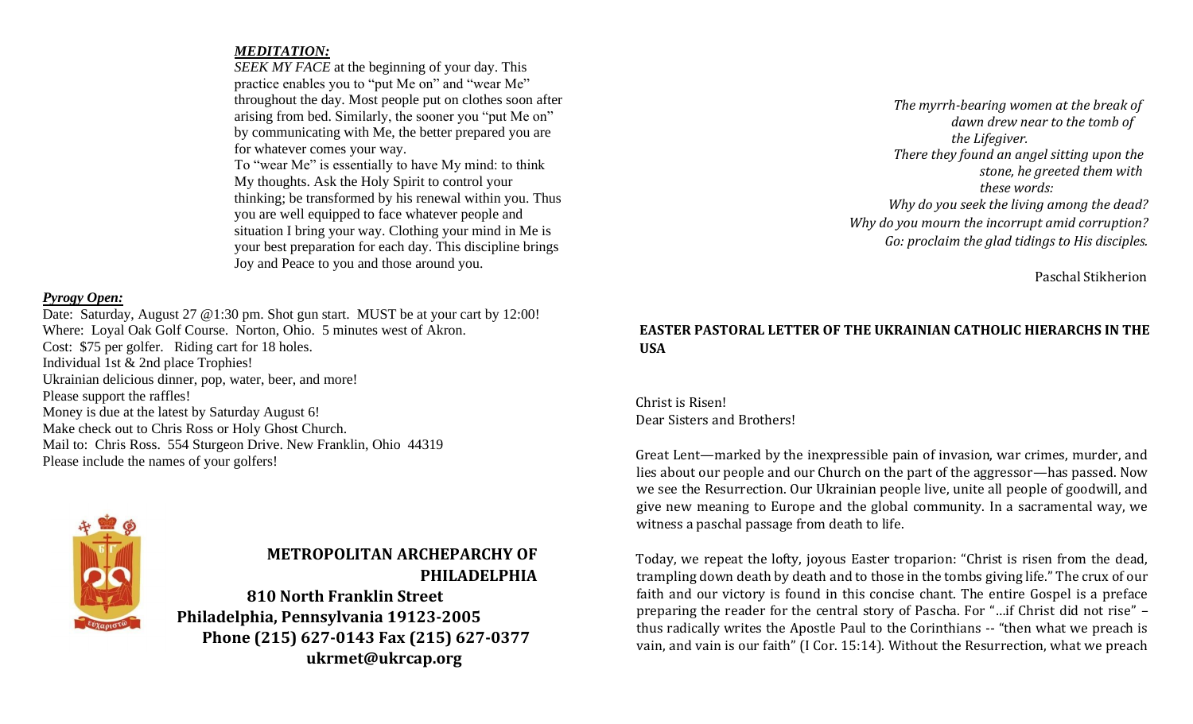***MEDITATION:***

*SEEK MY FACE* at the beginning of your day. This practice enables you to "put Me on" and "wear Me" throughout the day. Most people put on clothes soon after arising from bed. Similarly, the sooner you "put Me on" by communicating with Me, the better prepared you are for whatever comes your way.

To "wear Me" is essentially to have My mind: to think My thoughts. Ask the Holy Spirit to control your thinking; be transformed by his renewal within you. Thus you are well equipped to face whatever people and situation I bring your way. Clothing your mind in Me is your best preparation for each day. This discipline brings Joy and Peace to you and those around you.

***Pyrogy Open:***

Date: Saturday, August 27 @1:30 pm. Shot gun start. MUST be at your cart by 12:00!
Where: Loyal Oak Golf Course. Norton, Ohio. 5 minutes west of Akron.
Cost: $75 per golfer. Riding cart for 18 holes.
Individual 1st & 2nd place Trophies!
Ukrainian delicious dinner, pop, water, beer, and more!
Please support the raffles!
Money is due at the latest by Saturday August 6!
Make check out to Chris Ross or Holy Ghost Church.
Mail to: Chris Ross. 554 Sturgeon Drive. New Franklin, Ohio 44319
Please include the names of your golfers!

**METROPOLITAN ARCHEPARCHY OF PHILADELPHIA**
**810 North Franklin Street**
**Philadelphia, Pennsylvania 19123-2005**
**Phone (215) 627-0143 Fax (215) 627-0377**
**ukrmet@ukrcap.org**

*The myrrh-bearing women at the break of dawn drew near to the tomb of the Lifegiver.*
*There they found an angel sitting upon the stone, he greeted them with these words:*
*Why do you seek the living among the dead?*
*Why do you mourn the incorrupt amid corruption?*
*Go: proclaim the glad tidings to His disciples.*

Paschal Stikherion

**EASTER PASTORAL LETTER OF THE UKRAINIAN CATHOLIC HIERARCHS IN THE USA**

Christ is Risen!
Dear Sisters and Brothers!

Great Lent—marked by the inexpressible pain of invasion, war crimes, murder, and lies about our people and our Church on the part of the aggressor—has passed. Now we see the Resurrection. Our Ukrainian people live, unite all people of goodwill, and give new meaning to Europe and the global community. In a sacramental way, we witness a paschal passage from death to life.

Today, we repeat the lofty, joyous Easter troparion: "Christ is risen from the dead, trampling down death by death and to those in the tombs giving life." The crux of our faith and our victory is found in this concise chant. The entire Gospel is a preface preparing the reader for the central story of Pascha. For "…if Christ did not rise" – thus radically writes the Apostle Paul to the Corinthians -- "then what we preach is vain, and vain is our faith" (I Cor. 15:14). Without the Resurrection, what we preach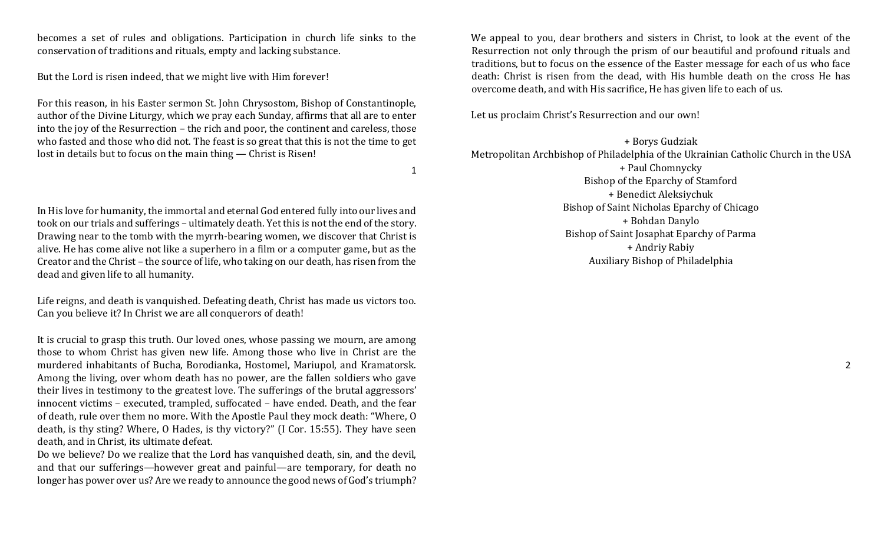becomes a set of rules and obligations. Participation in church life sinks to the conservation of traditions and rituals, empty and lacking substance.

But the Lord is risen indeed, that we might live with Him forever!

For this reason, in his Easter sermon St. John Chrysostom, Bishop of Constantinople, author of the Divine Liturgy, which we pray each Sunday, affirms that all are to enter into the joy of the Resurrection – the rich and poor, the continent and careless, those who fasted and those who did not. The feast is so great that this is not the time to get lost in details but to focus on the main thing — Christ is Risen!

In His love for humanity, the immortal and eternal God entered fully into our lives and took on our trials and sufferings – ultimately death. Yet this is not the end of the story. Drawing near to the tomb with the myrrh-bearing women, we discover that Christ is alive. He has come alive not like a superhero in a film or a computer game, but as the Creator and the Christ – the source of life, who taking on our death, has risen from the dead and given life to all humanity.

Life reigns, and death is vanquished. Defeating death, Christ has made us victors too. Can you believe it? In Christ we are all conquerors of death!

It is crucial to grasp this truth. Our loved ones, whose passing we mourn, are among those to whom Christ has given new life. Among those who live in Christ are the murdered inhabitants of Bucha, Borodianka, Hostomel, Mariupol, and Kramatorsk. Among the living, over whom death has no power, are the fallen soldiers who gave their lives in testimony to the greatest love. The sufferings of the brutal aggressors' innocent victims – executed, trampled, suffocated – have ended. Death, and the fear of death, rule over them no more. With the Apostle Paul they mock death: "Where, O death, is thy sting? Where, O Hades, is thy victory?" (I Cor. 15:55). They have seen death, and in Christ, its ultimate defeat.

Do we believe? Do we realize that the Lord has vanquished death, sin, and the devil, and that our sufferings—however great and painful—are temporary, for death no longer has power over us? Are we ready to announce the good news of God's triumph?

We appeal to you, dear brothers and sisters in Christ, to look at the event of the Resurrection not only through the prism of our beautiful and profound rituals and traditions, but to focus on the essence of the Easter message for each of us who face death: Christ is risen from the dead, with His humble death on the cross He has overcome death, and with His sacrifice, He has given life to each of us.

Let us proclaim Christ's Resurrection and our own!

+ Borys Gudziak
Metropolitan Archbishop of Philadelphia of the Ukrainian Catholic Church in the USA

+ Paul Chomnycky
Bishop of the Eparchy of Stamford

+ Benedict Aleksiychuk
Bishop of Saint Nicholas Eparchy of Chicago

+ Bohdan Danylo
Bishop of Saint Josaphat Eparchy of Parma

+ Andriy Rabiy
Auxiliary Bishop of Philadelphia